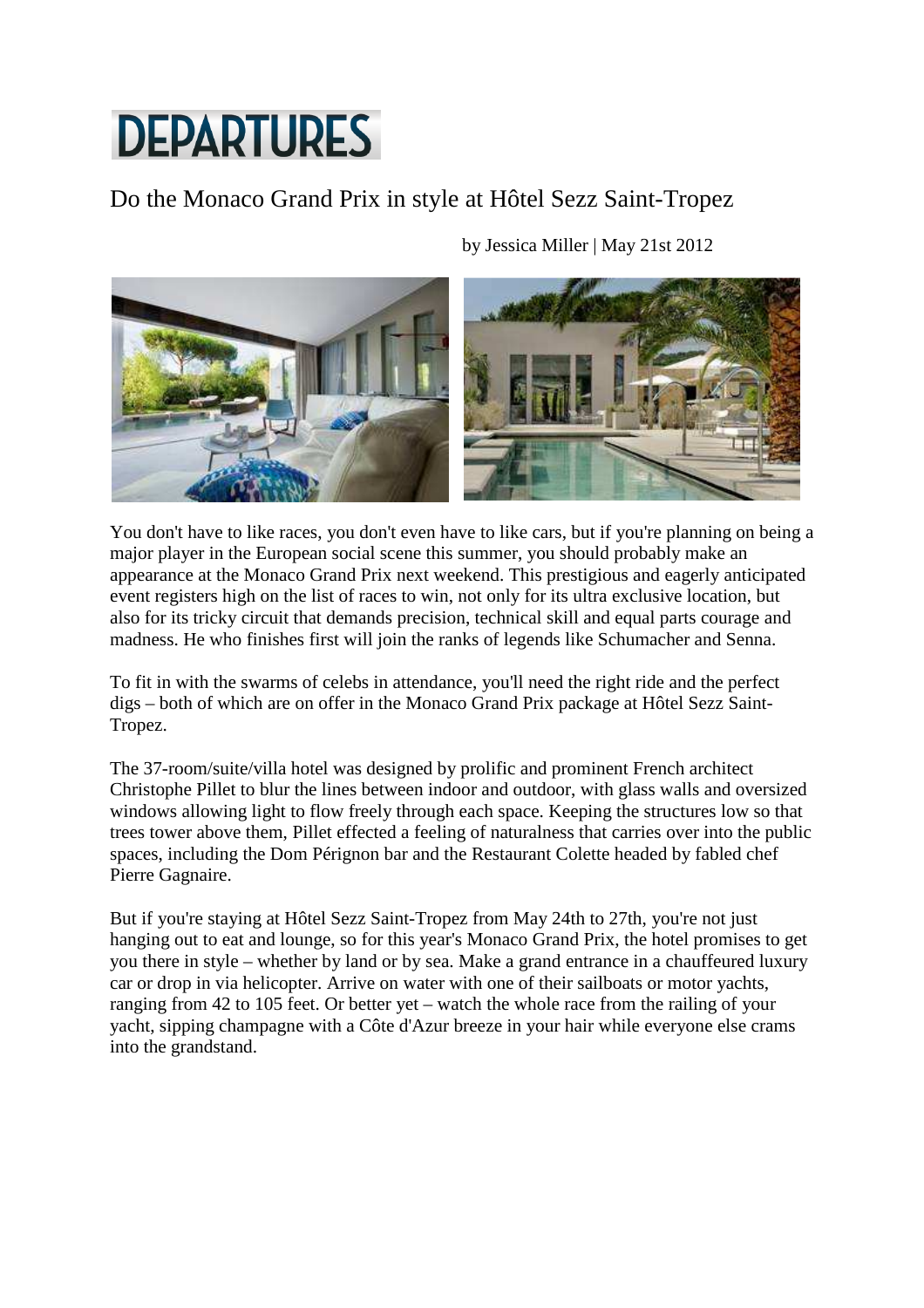# DEPARTURES

## Do the Monaco Grand Prix in style at Hôtel Sezz Saint-Tropez

by Jessica Miller | May 21st 2012

You don't have to like races, you don't even have to like cars, but if you're planning on being a major player in the European social scene this summer, you should probably make an appearance at the Monaco Grand Prix next weekend. This prestigious and eagerly anticipated event registers high on the list of races to win, not only for its ultra exclusive location, but also for its tricky circuit that demands precision, technical skill and equal parts courage and madness. He who finishes first will join the ranks of legends like Schumacher and Senna.

To fit in with the swarms of celebs in attendance, you'll need the right ride and the perfect digs – both of which are on offer in the Monaco Grand Prix package at Hôtel Sezz Saint-Tropez.

The 37-room/suite/villa hotel was designed by prolific and prominent French architect Christophe Pillet to blur the lines between indoor and outdoor, with glass walls and oversized windows allowing light to flow freely through each space. Keeping the structures low so that trees tower above them, Pillet effected a feeling of naturalness that carries over into the public spaces, including the Dom Pérignon bar and the Restaurant Colette headed by fabled chef Pierre Gagnaire.

But if you're staying at Hôtel Sezz Saint-Tropez from May 24th to 27th, you're not just hanging out to eat and lounge, so for this year's Monaco Grand Prix, the hotel promises to get you there in style – whether by land or by sea. Make a grand entrance in a chauffeured luxury car or drop in via helicopter. Arrive on water with one of their sailboats or motor yachts, ranging from 42 to 105 feet. Or better yet – watch the whole race from the railing of your yacht, sipping champagne with a Côte d'Azur breeze in your hair while everyone else crams into the grandstand.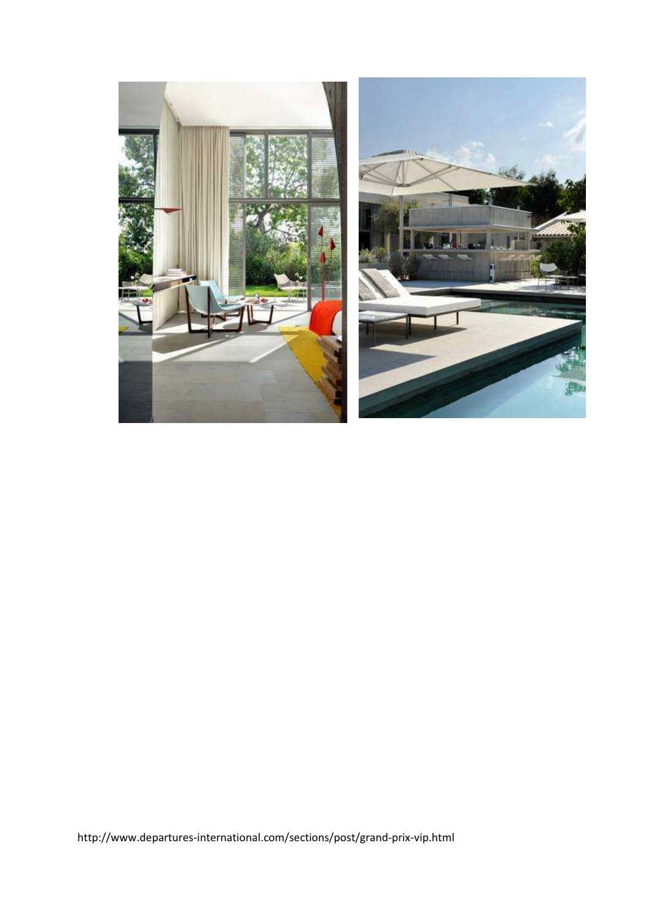http://www.departures-international.com/sections/post/grand-prix-vip.html